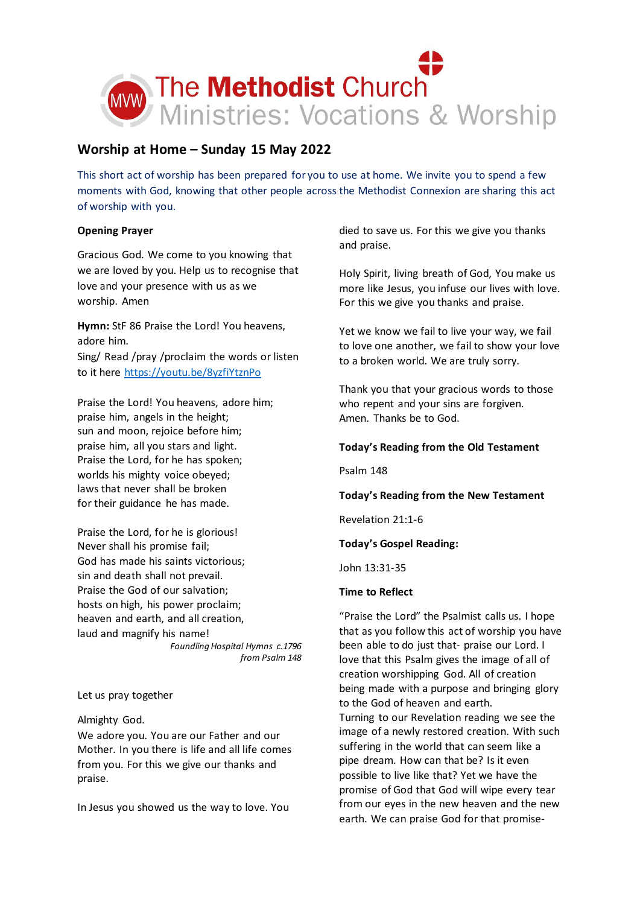# The Methodist Church
## Ministries: Vocations & Worship

## Worship at Home – Sunday 15 May 2022

This short act of worship has been prepared for you to use at home. We invite you to spend a few moments with God, knowing that other people across the Methodist Connexion are sharing this act of worship with you.

**Opening Prayer**

Gracious God. We come to you knowing that we are loved by you. Help us to recognise that love and your presence with us as we worship. Amen

**Hymn:** StF 86 Praise the Lord! You heavens, adore him.
Sing/ Read /pray /proclaim the words or listen to it here https://youtu.be/8yzfiYtznPo

Praise the Lord! You heavens, adore him;
praise him, angels in the height;
sun and moon, rejoice before him;
praise him, all you stars and light.
Praise the Lord, for he has spoken;
worlds his mighty voice obeyed;
laws that never shall be broken
for their guidance he has made.

Praise the Lord, for he is glorious!
Never shall his promise fail;
God has made his saints victorious;
sin and death shall not prevail.
Praise the God of our salvation;
hosts on high, his power proclaim;
heaven and earth, and all creation,
laud and magnify his name!

*Foundling Hospital Hymns c.1796*
*from Psalm 148*

Let us pray together

Almighty God.
We adore you. You are our Father and our Mother. In you there is life and all life comes from you. For this we give our thanks and praise.

In Jesus you showed us the way to love. You died to save us. For this we give you thanks and praise.

Holy Spirit, living breath of God, You make us more like Jesus, you infuse our lives with love. For this we give you thanks and praise.

Yet we know we fail to live your way, we fail to love one another, we fail to show your love to a broken world. We are truly sorry.

Thank you that your gracious words to those who repent and your sins are forgiven.
Amen. Thanks be to God.

**Today's Reading from the Old Testament**

Psalm 148

**Today's Reading from the New Testament**

Revelation 21:1-6

**Today's Gospel Reading:**

John 13:31-35

**Time to Reflect**

"Praise the Lord" the Psalmist calls us. I hope that as you follow this act of worship you have been able to do just that- praise our Lord. I love that this Psalm gives the image of all of creation worshipping God. All of creation being made with a purpose and bringing glory to the God of heaven and earth.
Turning to our Revelation reading we see the image of a newly restored creation. With such suffering in the world that can seem like a pipe dream. How can that be? Is it even possible to live like that? Yet we have the promise of God that God will wipe every tear from our eyes in the new heaven and the new earth. We can praise God for that promise-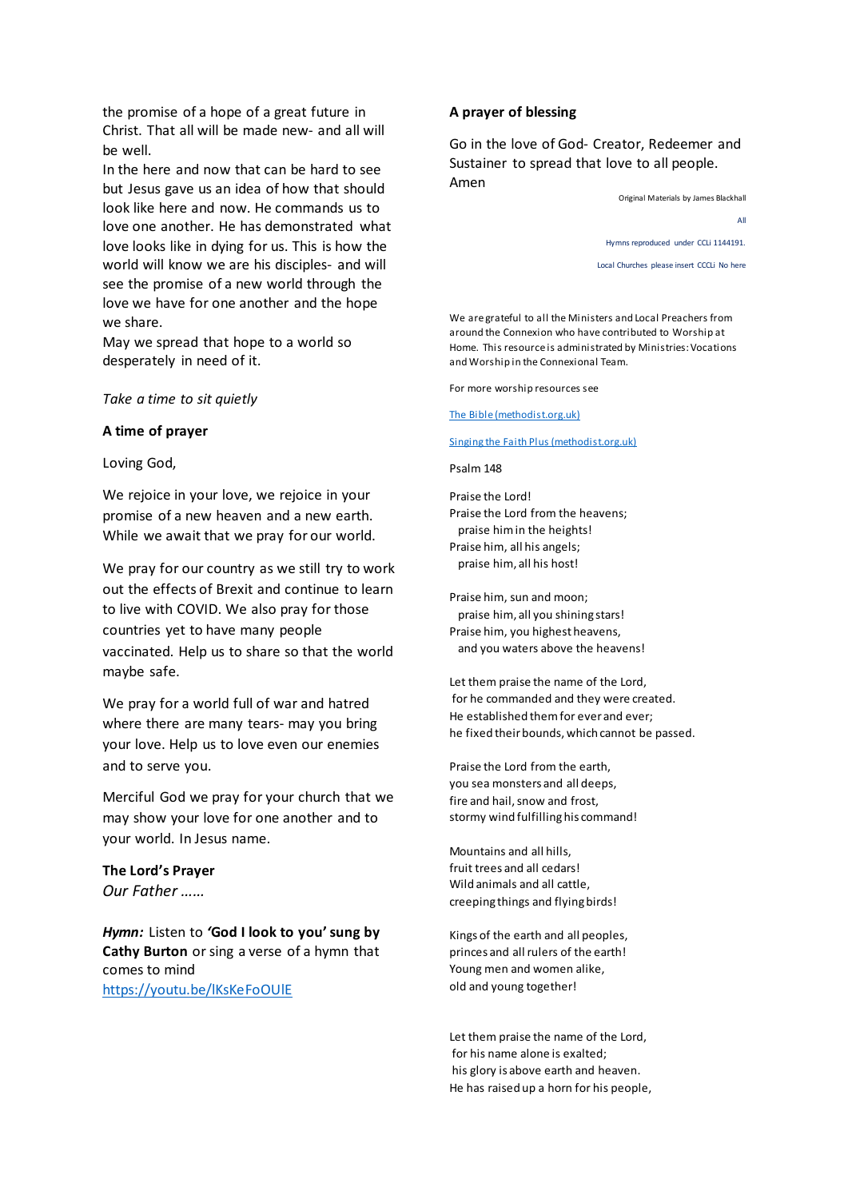the promise of a hope of a great future in Christ. That all will be made new- and all will be well.

In the here and now that can be hard to see but Jesus gave us an idea of how that should look like here and now. He commands us to love one another. He has demonstrated what love looks like in dying for us. This is how the world will know we are his disciples- and will see the promise of a new world through the love we have for one another and the hope we share.

May we spread that hope to a world so desperately in need of it.

*Take a time to sit quietly*

**A time of prayer**

Loving God,

We rejoice in your love, we rejoice in your promise of a new heaven and a new earth. While we await that we pray for our world.

We pray for our country as we still try to work out the effects of Brexit and continue to learn to live with COVID. We also pray for those countries yet to have many people vaccinated. Help us to share so that the world maybe safe.

We pray for a world full of war and hatred where there are many tears- may you bring your love. Help us to love even our enemies and to serve you.

Merciful God we pray for your church that we may show your love for one another and to your world. In Jesus name.

**The Lord's Prayer**
*Our Father ……*

***Hymn:*** Listen to **'God I look to you' sung by Cathy Burton** or sing a verse of a hymn that comes to mind
https://youtu.be/lKsKeFoOUlE

**A prayer of blessing**

Go in the love of God- Creator, Redeemer and Sustainer to spread that love to all people. Amen

Original Materials by James Blackhall

All

Hymns reproduced under CCLi 1144191.

Local Churches please insert CCCLi No here

We are grateful to all the Ministers and Local Preachers from around the Connexion who have contributed to Worship at Home. This resource is administrated by Ministries: Vocations and Worship in the Connexional Team.

For more worship resources see

The Bible (methodist.org.uk)

Singing the Faith Plus (methodist.org.uk)

Psalm 148

Praise the Lord!
Praise the Lord from the heavens;
  praise him in the heights!
Praise him, all his angels;
  praise him, all his host!

Praise him, sun and moon;
  praise him, all you shining stars!
Praise him, you highest heavens,
  and you waters above the heavens!

Let them praise the name of the Lord,
 for he commanded and they were created.
He established them for ever and ever;
he fixed their bounds, which cannot be passed.

Praise the Lord from the earth,
you sea monsters and all deeps,
fire and hail, snow and frost,
stormy wind fulfilling his command!

Mountains and all hills,
fruit trees and all cedars!
Wild animals and all cattle,
creeping things and flying birds!

Kings of the earth and all peoples,
princes and all rulers of the earth!
Young men and women alike,
old and young together!

Let them praise the name of the Lord,
 for his name alone is exalted;
 his glory is above earth and heaven.
He has raised up a horn for his people,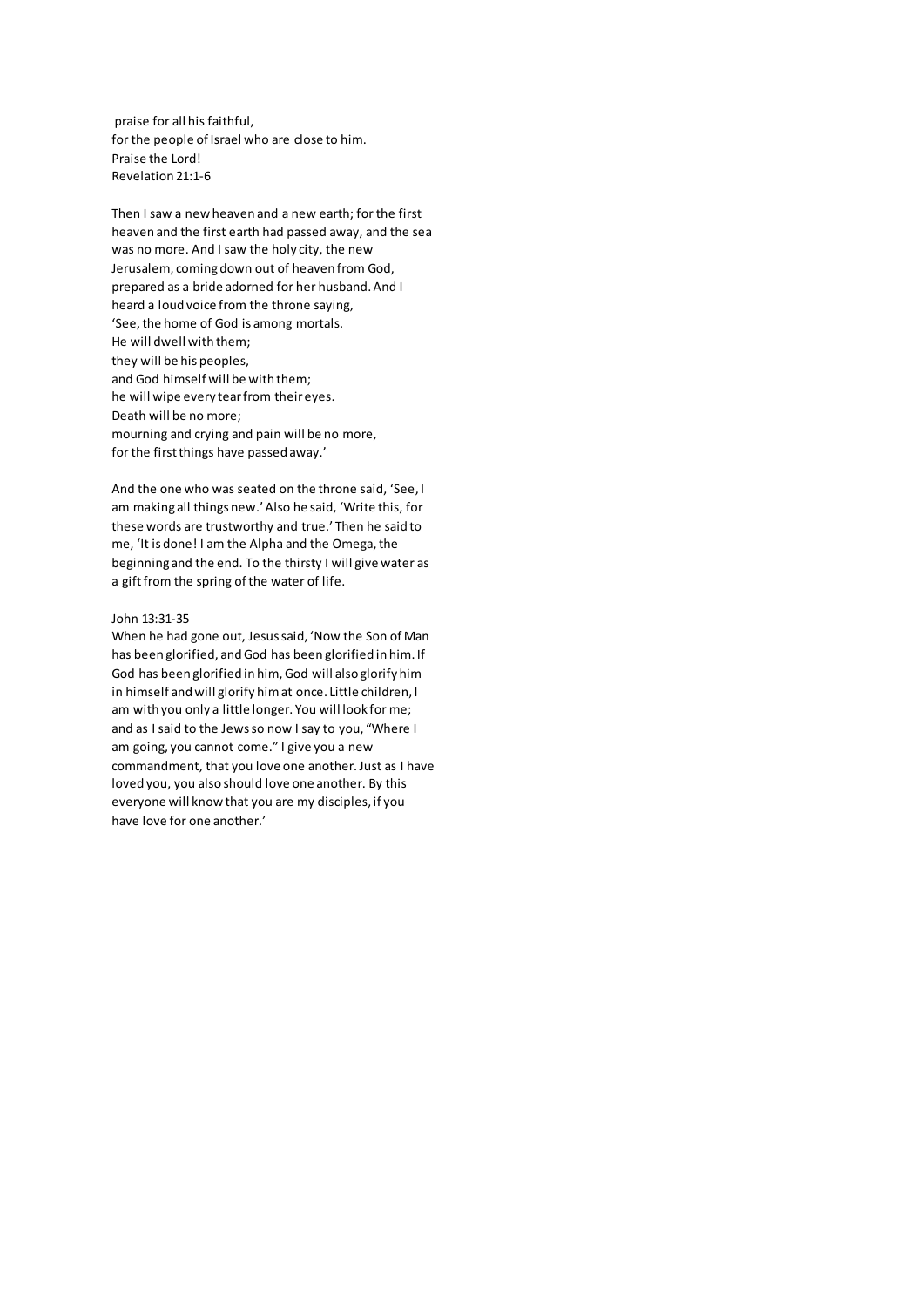praise for all his faithful,
for the people of Israel who are close to him.
Praise the Lord!
Revelation 21:1-6

Then I saw a new heaven and a new earth; for the first heaven and the first earth had passed away, and the sea was no more. And I saw the holy city, the new Jerusalem, coming down out of heaven from God, prepared as a bride adorned for her husband. And I heard a loud voice from the throne saying,
'See, the home of God is among mortals.
He will dwell with them;
they will be his peoples,
and God himself will be with them;
he will wipe every tear from their eyes.
Death will be no more;
mourning and crying and pain will be no more,
for the first things have passed away.'

And the one who was seated on the throne said, 'See, I am making all things new.' Also he said, 'Write this, for these words are trustworthy and true.' Then he said to me, 'It is done! I am the Alpha and the Omega, the beginning and the end. To the thirsty I will give water as a gift from the spring of the water of life.

John 13:31-35
When he had gone out, Jesus said, 'Now the Son of Man has been glorified, and God has been glorified in him. If God has been glorified in him, God will also glorify him in himself and will glorify him at once. Little children, I am with you only a little longer. You will look for me; and as I said to the Jews so now I say to you, "Where I am going, you cannot come." I give you a new commandment, that you love one another. Just as I have loved you, you also should love one another. By this everyone will know that you are my disciples, if you have love for one another.'